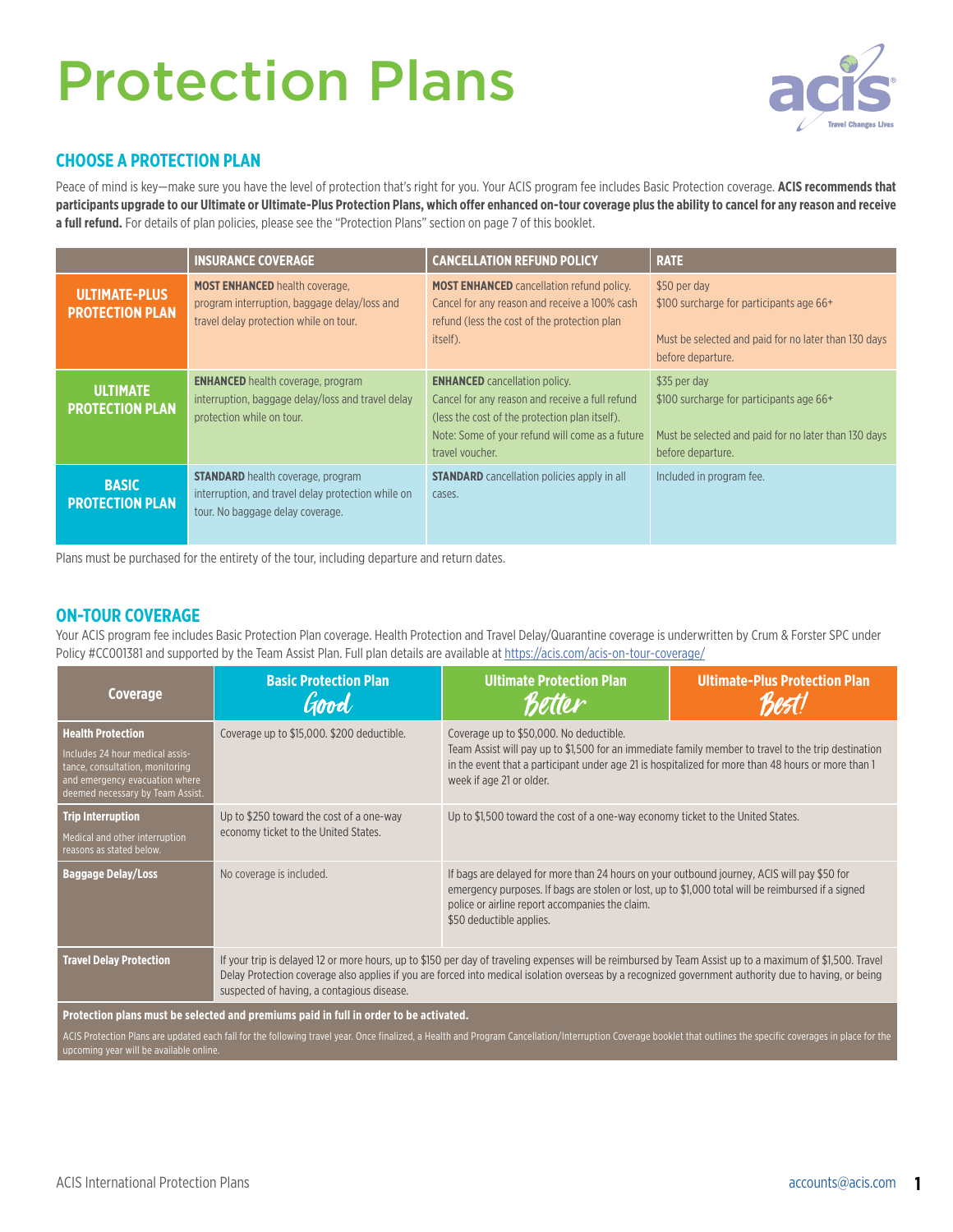# Protection Plans

## CHOOSE A PROTECTION PLAN

Peace of mind is key—make sure you have the level of protection that's right for you. Your ACIS program fee includes Basic Protection coverage. **ACIS recommends that participants upgrade to our Ultimate or Ultimate-Plus Protection Plans, which offer enhanced on-tour coverage plus the ability to cancel for any reason and receive a full refund.** For details of plan policies, please see the "Protection Plans" section on page 7 of this booklet.

| | INSURANCE COVERAGE | CANCELLATION REFUND POLICY | RATE |
|---|---|---|---|
| **ULTIMATE-PLUS PROTECTION PLAN** | **MOST ENHANCED** health coverage, program interruption, baggage delay/loss and travel delay protection while on tour. | **MOST ENHANCED** cancellation refund policy. Cancel for any reason and receive a 100% cash refund (less the cost of the protection plan itself). | $50 per day<br>$100 surcharge for participants age 66+<br><br>Must be selected and paid for no later than 130 days before departure. |
| **ULTIMATE PROTECTION PLAN** | **ENHANCED** health coverage, program interruption, baggage delay/loss and travel delay protection while on tour. | **ENHANCED** cancellation policy. Cancel for any reason and receive a full refund (less the cost of the protection plan itself). Note: Some of your refund will come as a future travel voucher. | $35 per day<br>$100 surcharge for participants age 66+<br><br>Must be selected and paid for no later than 130 days before departure. |
| **BASIC PROTECTION PLAN** | **STANDARD** health coverage, program interruption, and travel delay protection while on tour. No baggage delay coverage. | **STANDARD** cancellation policies apply in all cases. | Included in program fee. |

Plans must be purchased for the entirety of the tour, including departure and return dates.

## ON-TOUR COVERAGE

Your ACIS program fee includes Basic Protection Plan coverage. Health Protection and Travel Delay/Quarantine coverage is underwritten by Crum & Forster SPC under Policy #CC001381 and supported by the Team Assist Plan. Full plan details are available at https://acis.com/acis-on-tour-coverage/

| Coverage | Basic Protection Plan *Good* | Ultimate Protection Plan *Better* | Ultimate-Plus Protection Plan *Best!* |
|---|---|---|---|
| **Health Protection**<br>Includes 24 hour medical assistance, consultation, monitoring and emergency evacuation where deemed necessary by Team Assist. | Coverage up to $15,000. $200 deductible. | Coverage up to $50,000. No deductible.<br>Team Assist will pay up to $1,500 for an immediate family member to travel to the trip destination in the event that a participant under age 21 is hospitalized for more than 48 hours or more than 1 week if age 21 or older. | |
| **Trip Interruption**<br>Medical and other interruption reasons as stated below. | Up to $250 toward the cost of a one-way economy ticket to the United States. | Up to $1,500 toward the cost of a one-way economy ticket to the United States. | |
| **Baggage Delay/Loss** | No coverage is included. | If bags are delayed for more than 24 hours on your outbound journey, ACIS will pay $50 for emergency purposes. If bags are stolen or lost, up to $1,000 total will be reimbursed if a signed police or airline report accompanies the claim.<br>$50 deductible applies. | |
| **Travel Delay Protection** | If your trip is delayed 12 or more hours, up to $150 per day of traveling expenses will be reimbursed by Team Assist up to a maximum of $1,500. Travel Delay Protection coverage also applies if you are forced into medical isolation overseas by a recognized government authority due to having, or being suspected of having, a contagious disease. | | |

**Protection plans must be selected and premiums paid in full in order to be activated.**

ACIS Protection Plans are updated each fall for the following travel year. Once finalized, a Health and Program Cancellation/Interruption Coverage booklet that outlines the specific coverages in place for the upcoming year will be available online.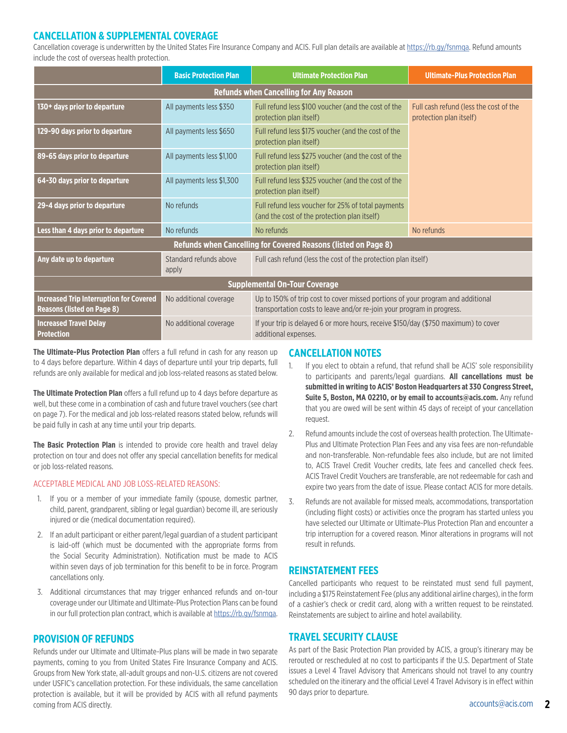## CANCELLATION & SUPPLEMENTAL COVERAGE

Cancellation coverage is underwritten by the United States Fire Insurance Company and ACIS. Full plan details are available at https://rb.gy/fsnmqa. Refund amounts include the cost of overseas health protection.

| | Basic Protection Plan | Ultimate Protection Plan | Ultimate-Plus Protection Plan |
|---|---|---|---|
| **Refunds when Cancelling for Any Reason** | | | |
| **130+ days prior to departure** | All payments less $350 | Full refund less $100 voucher (and the cost of the protection plan itself) | Full cash refund (less the cost of the protection plan itself) |
| **129-90 days prior to departure** | All payments less $650 | Full refund less $175 voucher (and the cost of the protection plan itself) | |
| **89-65 days prior to departure** | All payments less $1,100 | Full refund less $275 voucher (and the cost of the protection plan itself) | |
| **64-30 days prior to departure** | All payments less $1,300 | Full refund less $325 voucher (and the cost of the protection plan itself) | |
| **29-4 days prior to departure** | No refunds | Full refund less voucher for 25% of total payments (and the cost of the protection plan itself) | |
| **Less than 4 days prior to departure** | No refunds | No refunds | No refunds |
| **Refunds when Cancelling for Covered Reasons (listed on Page 8)** | | | |
| **Any date up to departure** | Standard refunds above apply | Full cash refund (less the cost of the protection plan itself) | |
| **Supplemental On-Tour Coverage** | | | |
| **Increased Trip Interruption for Covered Reasons (listed on Page 8)** | No additional coverage | Up to 150% of trip cost to cover missed portions of your program and additional transportation costs to leave and/or re-join your program in progress. | |
| **Increased Travel Delay Protection** | No additional coverage | If your trip is delayed 6 or more hours, receive $150/day ($750 maximum) to cover additional expenses. | |

**The Ultimate-Plus Protection Plan** offers a full refund in cash for any reason up to 4 days before departure. Within 4 days of departure until your trip departs, full refunds are only available for medical and job loss-related reasons as stated below.

**The Ultimate Protection Plan** offers a full refund up to 4 days before departure as well, but these come in a combination of cash and future travel vouchers (see chart on page 7). For the medical and job loss-related reasons stated below, refunds will be paid fully in cash at any time until your trip departs.

**The Basic Protection Plan** is intended to provide core health and travel delay protection on tour and does not offer any special cancellation benefits for medical or job loss-related reasons.

ACCEPTABLE MEDICAL AND JOB LOSS-RELATED REASONS:

1. If you or a member of your immediate family (spouse, domestic partner, child, parent, grandparent, sibling or legal guardian) become ill, are seriously injured or die (medical documentation required).
2. If an adult participant or either parent/legal guardian of a student participant is laid-off (which must be documented with the appropriate forms from the Social Security Administration). Notification must be made to ACIS within seven days of job termination for this benefit to be in force. Program cancellations only.
3. Additional circumstances that may trigger enhanced refunds and on-tour coverage under our Ultimate and Ultimate-Plus Protection Plans can be found in our full protection plan contract, which is available at https://rb.gy/fsnmqa.

## PROVISION OF REFUNDS

Refunds under our Ultimate and Ultimate-Plus plans will be made in two separate payments, coming to you from United States Fire Insurance Company and ACIS. Groups from New York state, all-adult groups and non-U.S. citizens are not covered under USFIC's cancellation protection. For these individuals, the same cancellation protection is available, but it will be provided by ACIS with all refund payments coming from ACIS directly.

## CANCELLATION NOTES

1. If you elect to obtain a refund, that refund shall be ACIS' sole responsibility to participants and parents/legal guardians. **All cancellations must be submitted in writing to ACIS' Boston Headquarters at 330 Congress Street, Suite 5, Boston, MA 02210, or by email to accounts@acis.com.** Any refund that you are owed will be sent within 45 days of receipt of your cancellation request.
2. Refund amounts include the cost of overseas health protection. The Ultimate-Plus and Ultimate Protection Plan Fees and any visa fees are non-refundable and non-transferable. Non-refundable fees also include, but are not limited to, ACIS Travel Credit Voucher credits, late fees and cancelled check fees. ACIS Travel Credit Vouchers are transferable, are not redeemable for cash and expire two years from the date of issue. Please contact ACIS for more details.
3. Refunds are not available for missed meals, accommodations, transportation (including flight costs) or activities once the program has started unless you have selected our Ultimate or Ultimate-Plus Protection Plan and encounter a trip interruption for a covered reason. Minor alterations in programs will not result in refunds.

## REINSTATEMENT FEES

Cancelled participants who request to be reinstated must send full payment, including a $175 Reinstatement Fee (plus any additional airline charges), in the form of a cashier's check or credit card, along with a written request to be reinstated. Reinstatements are subject to airline and hotel availability.

## TRAVEL SECURITY CLAUSE

As part of the Basic Protection Plan provided by ACIS, a group's itinerary may be rerouted or rescheduled at no cost to participants if the U.S. Department of State issues a Level 4 Travel Advisory that Americans should not travel to any country scheduled on the itinerary and the official Level 4 Travel Advisory is in effect within 90 days prior to departure.

accounts@acis.com